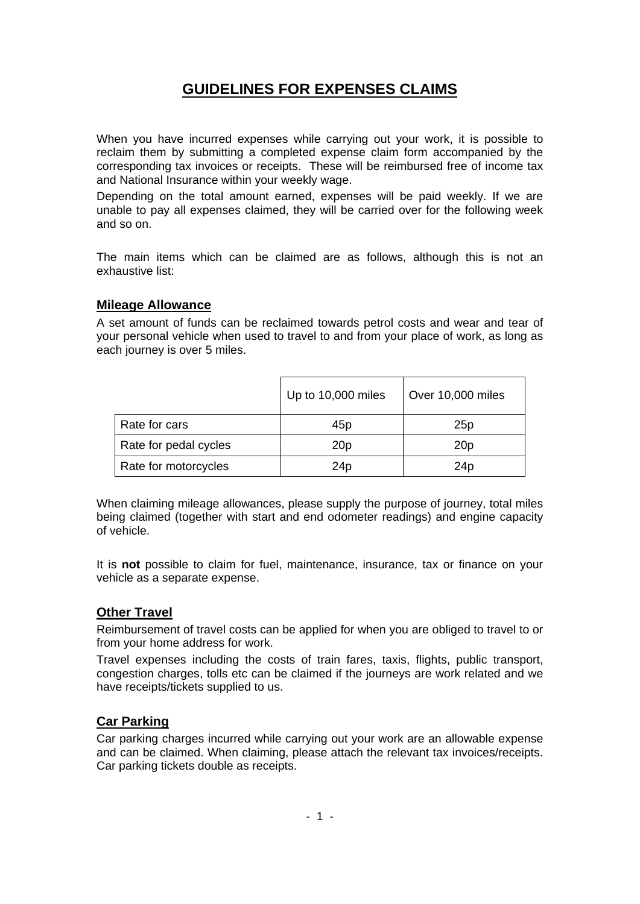# GUIDELINES FOR EXPENSES CLAIMS

When you have incurred expenses while carrying out your work, it is possible to reclaim them by submitting a completed expense claim form accompanied by the corresponding tax invoices or receipts. These will be reimbursed free of income tax and National Insurance within your weekly wage.

Depending on the total amount earned, expenses will be paid weekly. If we are unable to pay all expenses claimed, they will be carried over for the following week and so on.

The main items which can be claimed are as follows, although this is not an exhaustive list:

## Mileage Allowance

A set amount of funds can be reclaimed towards petrol costs and wear and tear of your personal vehicle when used to travel to and from your place of work, as long as each journey is over 5 miles.

| | Up to 10,000 miles | Over 10,000 miles |
|---|---|---|
| Rate for cars | 45p | 25p |
| Rate for pedal cycles | 20p | 20p |
| Rate for motorcycles | 24p | 24p |

When claiming mileage allowances, please supply the purpose of journey, total miles being claimed (together with start and end odometer readings) and engine capacity of vehicle.

It is **not** possible to claim for fuel, maintenance, insurance, tax or finance on your vehicle as a separate expense.

## Other Travel

Reimbursement of travel costs can be applied for when you are obliged to travel to or from your home address for work.

Travel expenses including the costs of train fares, taxis, flights, public transport, congestion charges, tolls etc can be claimed if the journeys are work related and we have receipts/tickets supplied to us.

## Car Parking

Car parking charges incurred while carrying out your work are an allowable expense and can be claimed. When claiming, please attach the relevant tax invoices/receipts. Car parking tickets double as receipts.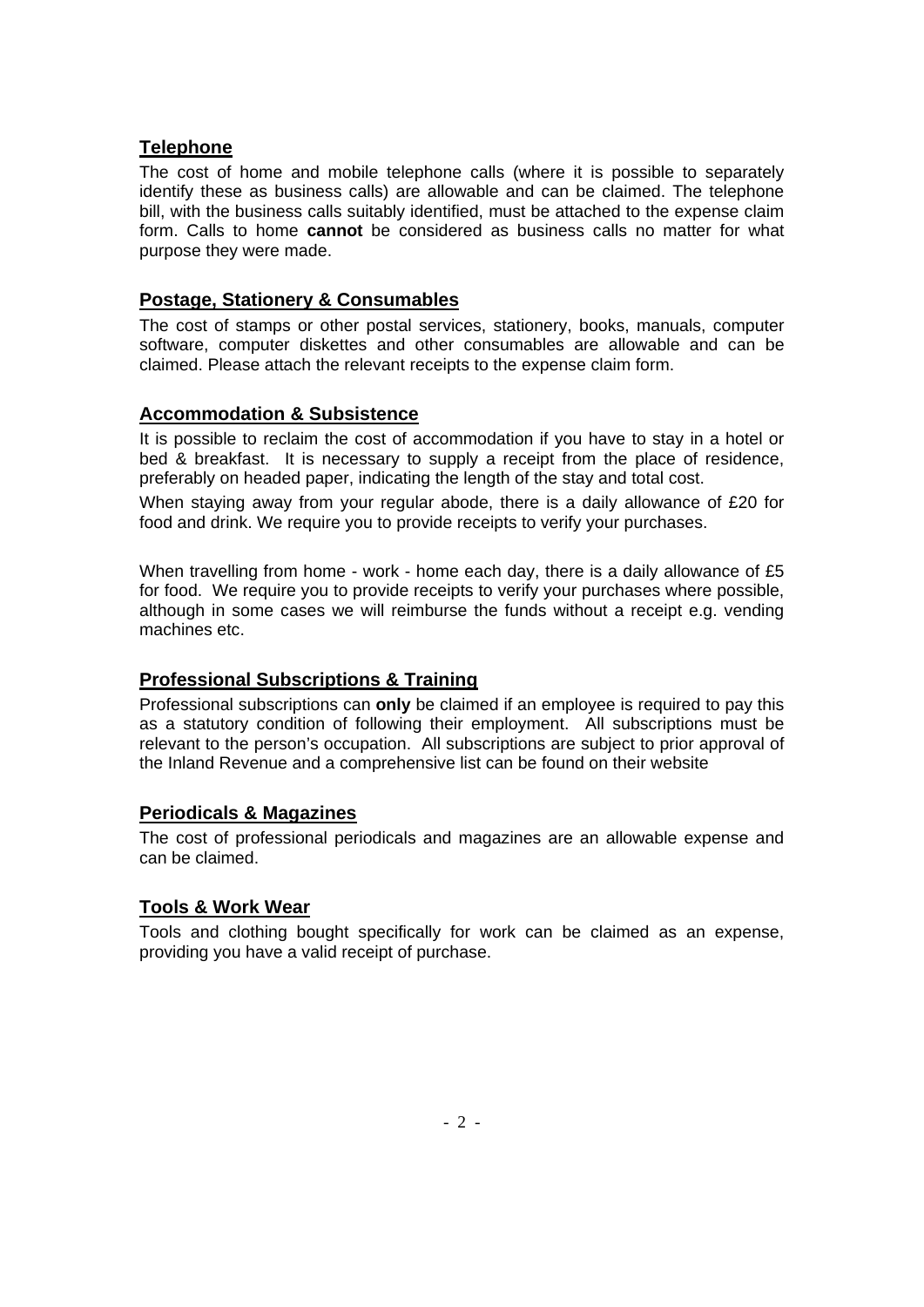## Telephone

The cost of home and mobile telephone calls (where it is possible to separately identify these as business calls) are allowable and can be claimed. The telephone bill, with the business calls suitably identified, must be attached to the expense claim form. Calls to home **cannot** be considered as business calls no matter for what purpose they were made.

## Postage, Stationery & Consumables

The cost of stamps or other postal services, stationery, books, manuals, computer software, computer diskettes and other consumables are allowable and can be claimed. Please attach the relevant receipts to the expense claim form.

## Accommodation & Subsistence

It is possible to reclaim the cost of accommodation if you have to stay in a hotel or bed & breakfast. It is necessary to supply a receipt from the place of residence, preferably on headed paper, indicating the length of the stay and total cost.

When staying away from your regular abode, there is a daily allowance of £20 for food and drink. We require you to provide receipts to verify your purchases.

When travelling from home - work - home each day, there is a daily allowance of £5 for food. We require you to provide receipts to verify your purchases where possible, although in some cases we will reimburse the funds without a receipt e.g. vending machines etc.

## Professional Subscriptions & Training

Professional subscriptions can **only** be claimed if an employee is required to pay this as a statutory condition of following their employment. All subscriptions must be relevant to the person's occupation. All subscriptions are subject to prior approval of the Inland Revenue and a comprehensive list can be found on their website

## Periodicals & Magazines

The cost of professional periodicals and magazines are an allowable expense and can be claimed.

## Tools & Work Wear

Tools and clothing bought specifically for work can be claimed as an expense, providing you have a valid receipt of purchase.